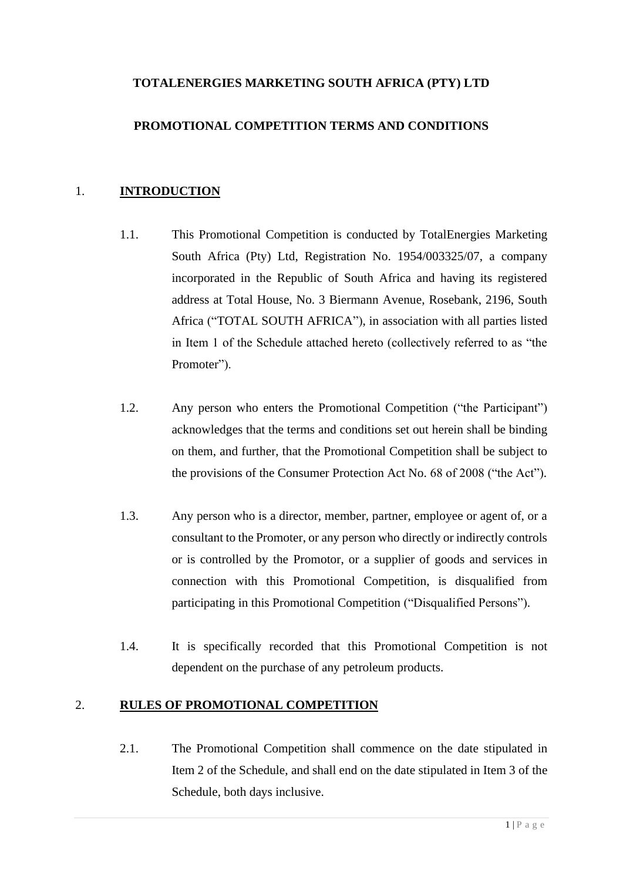**TOTALENERGIES MARKETING SOUTH AFRICA (PTY) LTD**

**PROMOTIONAL COMPETITION TERMS AND CONDITIONS**

## 1. INTRODUCTION

1.1. This Promotional Competition is conducted by TotalEnergies Marketing South Africa (Pty) Ltd, Registration No. 1954/003325/07, a company incorporated in the Republic of South Africa and having its registered address at Total House, No. 3 Biermann Avenue, Rosebank, 2196, South Africa ("TOTAL SOUTH AFRICA"), in association with all parties listed in Item 1 of the Schedule attached hereto (collectively referred to as "the Promoter").

1.2. Any person who enters the Promotional Competition ("the Participant") acknowledges that the terms and conditions set out herein shall be binding on them, and further, that the Promotional Competition shall be subject to the provisions of the Consumer Protection Act No. 68 of 2008 ("the Act").

1.3. Any person who is a director, member, partner, employee or agent of, or a consultant to the Promoter, or any person who directly or indirectly controls or is controlled by the Promotor, or a supplier of goods and services in connection with this Promotional Competition, is disqualified from participating in this Promotional Competition ("Disqualified Persons").

1.4. It is specifically recorded that this Promotional Competition is not dependent on the purchase of any petroleum products.

## 2. RULES OF PROMOTIONAL COMPETITION

2.1. The Promotional Competition shall commence on the date stipulated in Item 2 of the Schedule, and shall end on the date stipulated in Item 3 of the Schedule, both days inclusive.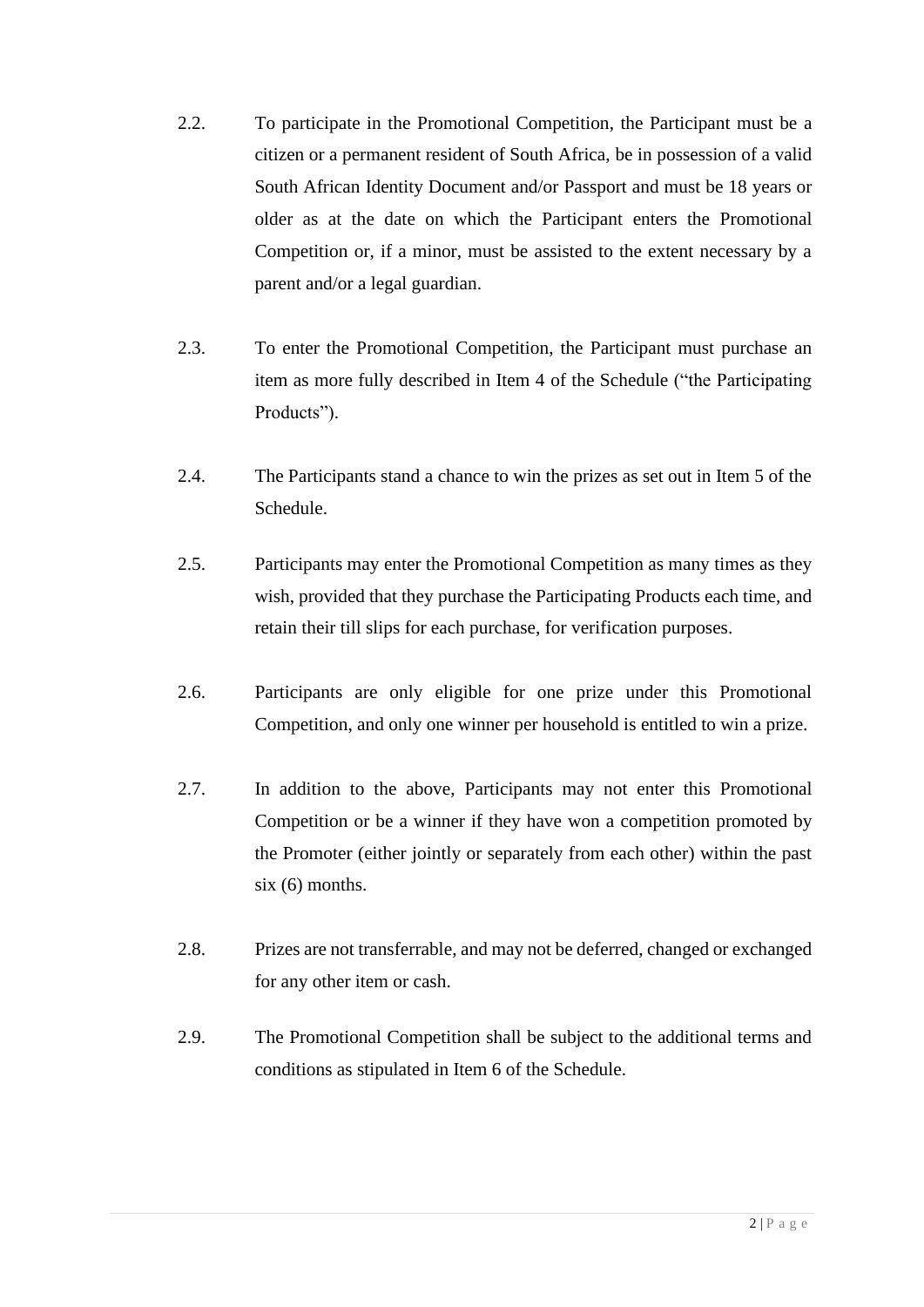2.2. To participate in the Promotional Competition, the Participant must be a citizen or a permanent resident of South Africa, be in possession of a valid South African Identity Document and/or Passport and must be 18 years or older as at the date on which the Participant enters the Promotional Competition or, if a minor, must be assisted to the extent necessary by a parent and/or a legal guardian.

2.3. To enter the Promotional Competition, the Participant must purchase an item as more fully described in Item 4 of the Schedule ("the Participating Products").

2.4. The Participants stand a chance to win the prizes as set out in Item 5 of the Schedule.

2.5. Participants may enter the Promotional Competition as many times as they wish, provided that they purchase the Participating Products each time, and retain their till slips for each purchase, for verification purposes.

2.6. Participants are only eligible for one prize under this Promotional Competition, and only one winner per household is entitled to win a prize.

2.7. In addition to the above, Participants may not enter this Promotional Competition or be a winner if they have won a competition promoted by the Promoter (either jointly or separately from each other) within the past six (6) months.

2.8. Prizes are not transferrable, and may not be deferred, changed or exchanged for any other item or cash.

2.9. The Promotional Competition shall be subject to the additional terms and conditions as stipulated in Item 6 of the Schedule.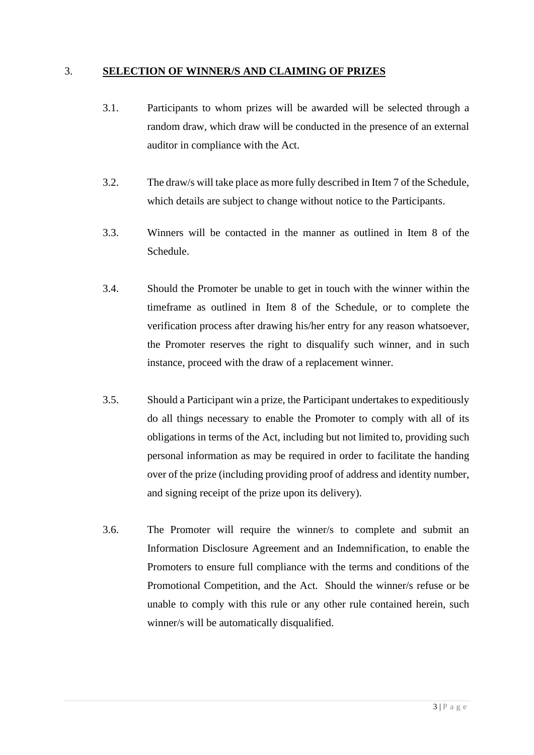## 3. **SELECTION OF WINNER/S AND CLAIMING OF PRIZES**

3.1. Participants to whom prizes will be awarded will be selected through a random draw, which draw will be conducted in the presence of an external auditor in compliance with the Act.

3.2. The draw/s will take place as more fully described in Item 7 of the Schedule, which details are subject to change without notice to the Participants.

3.3. Winners will be contacted in the manner as outlined in Item 8 of the Schedule.

3.4. Should the Promoter be unable to get in touch with the winner within the timeframe as outlined in Item 8 of the Schedule, or to complete the verification process after drawing his/her entry for any reason whatsoever, the Promoter reserves the right to disqualify such winner, and in such instance, proceed with the draw of a replacement winner.

3.5. Should a Participant win a prize, the Participant undertakes to expeditiously do all things necessary to enable the Promoter to comply with all of its obligations in terms of the Act, including but not limited to, providing such personal information as may be required in order to facilitate the handing over of the prize (including providing proof of address and identity number, and signing receipt of the prize upon its delivery).

3.6. The Promoter will require the winner/s to complete and submit an Information Disclosure Agreement and an Indemnification, to enable the Promoters to ensure full compliance with the terms and conditions of the Promotional Competition, and the Act. Should the winner/s refuse or be unable to comply with this rule or any other rule contained herein, such winner/s will be automatically disqualified.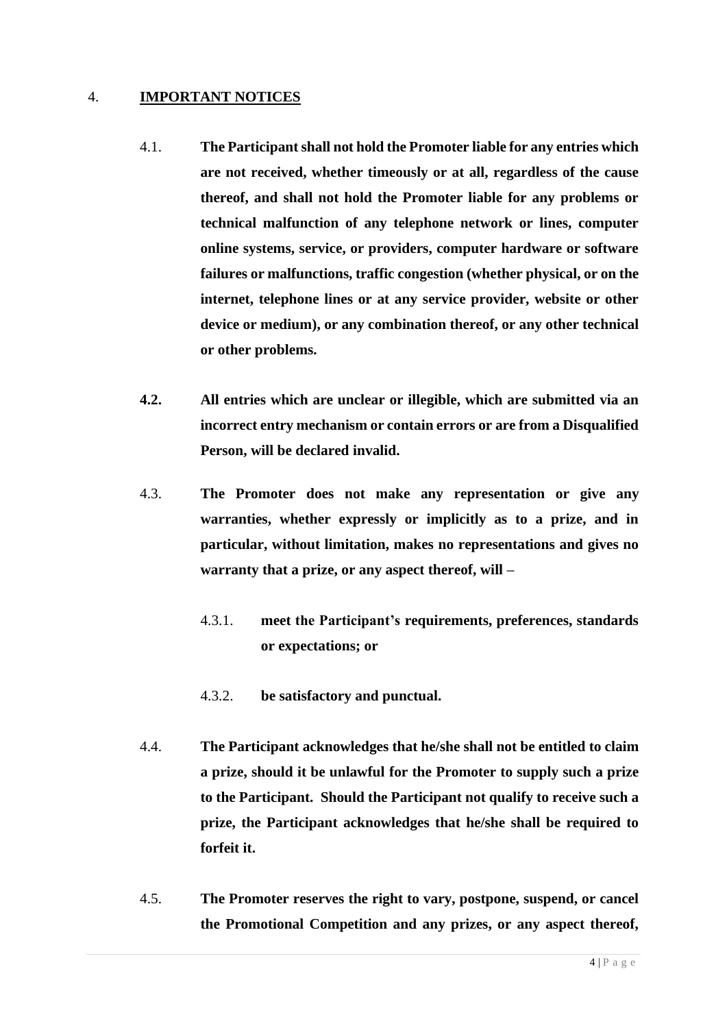## 4. **IMPORTANT NOTICES**

4.1. **The Participant shall not hold the Promoter liable for any entries which are not received, whether timeously or at all, regardless of the cause thereof, and shall not hold the Promoter liable for any problems or technical malfunction of any telephone network or lines, computer online systems, service, or providers, computer hardware or software failures or malfunctions, traffic congestion (whether physical, or on the internet, telephone lines or at any service provider, website or other device or medium), or any combination thereof, or any other technical or other problems.**

**4.2. All entries which are unclear or illegible, which are submitted via an incorrect entry mechanism or contain errors or are from a Disqualified Person, will be declared invalid.**

4.3. **The Promoter does not make any representation or give any warranties, whether expressly or implicitly as to a prize, and in particular, without limitation, makes no representations and gives no warranty that a prize, or any aspect thereof, will –**

4.3.1. **meet the Participant's requirements, preferences, standards or expectations; or**

4.3.2. **be satisfactory and punctual.**

4.4. **The Participant acknowledges that he/she shall not be entitled to claim a prize, should it be unlawful for the Promoter to supply such a prize to the Participant. Should the Participant not qualify to receive such a prize, the Participant acknowledges that he/she shall be required to forfeit it.**

4.5. **The Promoter reserves the right to vary, postpone, suspend, or cancel the Promotional Competition and any prizes, or any aspect thereof,**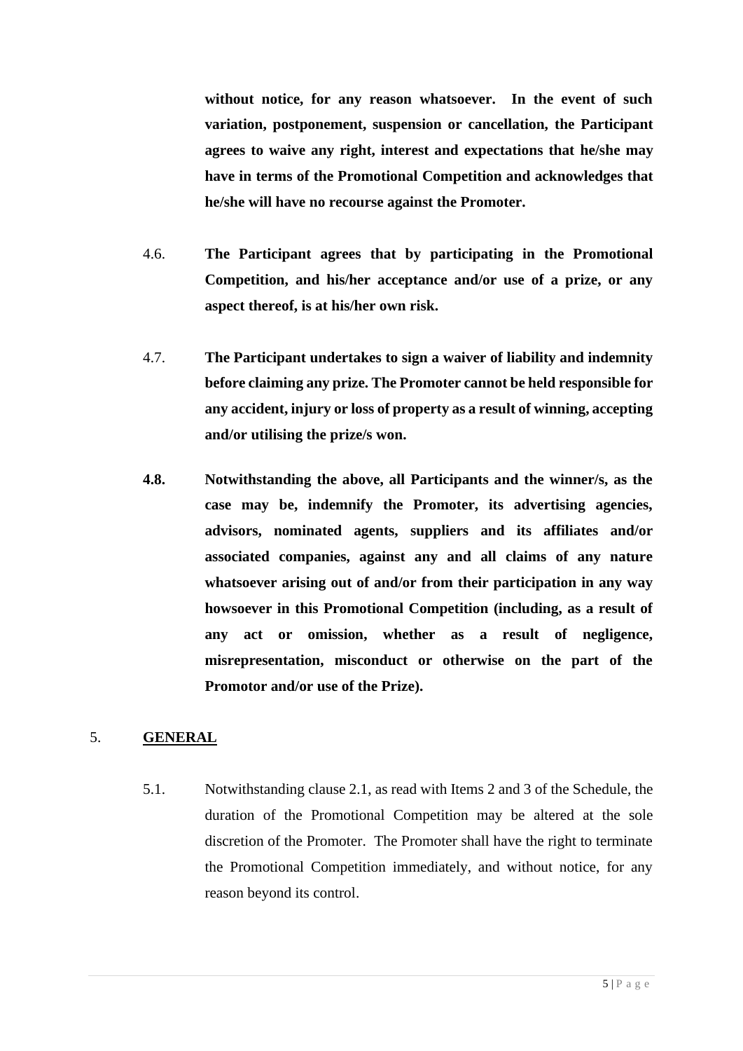**without notice, for any reason whatsoever. In the event of such variation, postponement, suspension or cancellation, the Participant agrees to waive any right, interest and expectations that he/she may have in terms of the Promotional Competition and acknowledges that he/she will have no recourse against the Promoter.**

4.6. **The Participant agrees that by participating in the Promotional Competition, and his/her acceptance and/or use of a prize, or any aspect thereof, is at his/her own risk.**

4.7. **The Participant undertakes to sign a waiver of liability and indemnity before claiming any prize. The Promoter cannot be held responsible for any accident, injury or loss of property as a result of winning, accepting and/or utilising the prize/s won.**

**4.8. Notwithstanding the above, all Participants and the winner/s, as the case may be, indemnify the Promoter, its advertising agencies, advisors, nominated agents, suppliers and its affiliates and/or associated companies, against any and all claims of any nature whatsoever arising out of and/or from their participation in any way howsoever in this Promotional Competition (including, as a result of any act or omission, whether as a result of negligence, misrepresentation, misconduct or otherwise on the part of the Promotor and/or use of the Prize).**

5. **GENERAL**

5.1. Notwithstanding clause 2.1, as read with Items 2 and 3 of the Schedule, the duration of the Promotional Competition may be altered at the sole discretion of the Promoter. The Promoter shall have the right to terminate the Promotional Competition immediately, and without notice, for any reason beyond its control.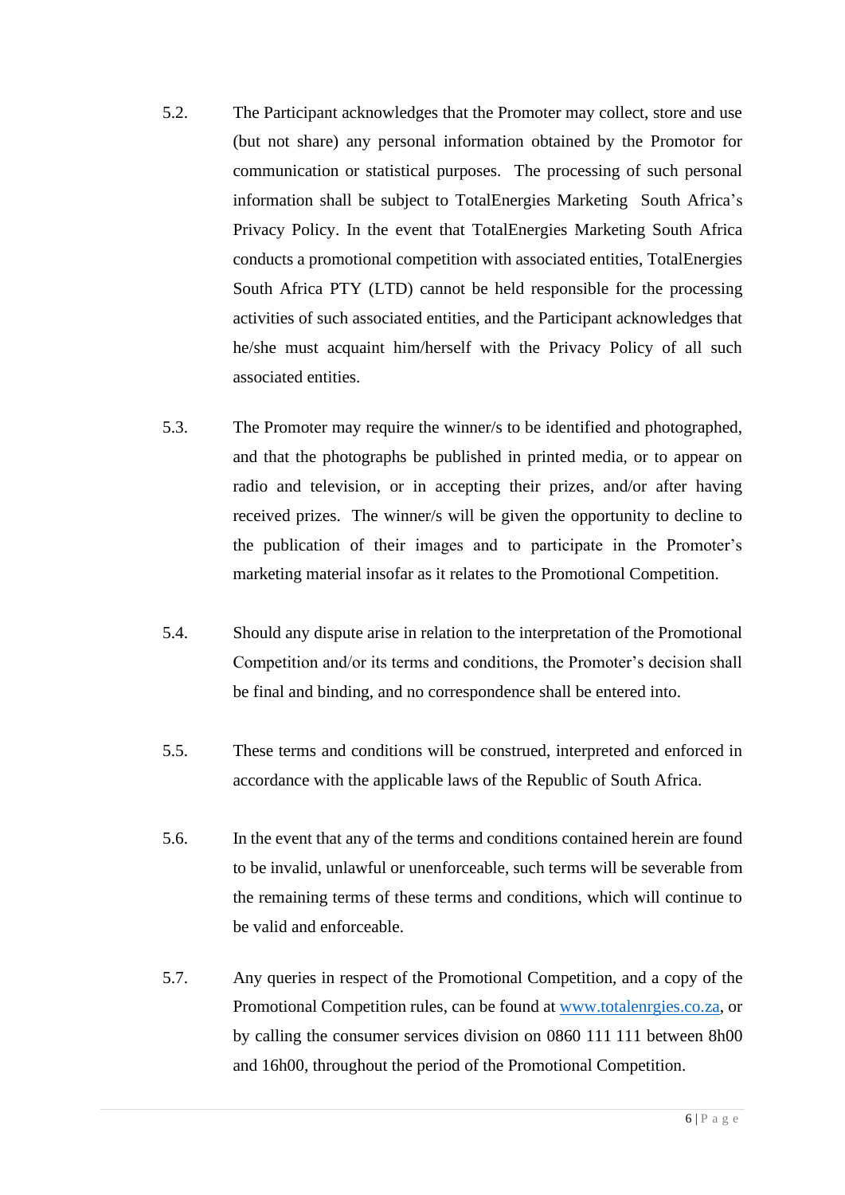5.2. The Participant acknowledges that the Promoter may collect, store and use (but not share) any personal information obtained by the Promotor for communication or statistical purposes. The processing of such personal information shall be subject to TotalEnergies Marketing South Africa's Privacy Policy. In the event that TotalEnergies Marketing South Africa conducts a promotional competition with associated entities, TotalEnergies South Africa PTY (LTD) cannot be held responsible for the processing activities of such associated entities, and the Participant acknowledges that he/she must acquaint him/herself with the Privacy Policy of all such associated entities.

5.3. The Promoter may require the winner/s to be identified and photographed, and that the photographs be published in printed media, or to appear on radio and television, or in accepting their prizes, and/or after having received prizes. The winner/s will be given the opportunity to decline to the publication of their images and to participate in the Promoter's marketing material insofar as it relates to the Promotional Competition.

5.4. Should any dispute arise in relation to the interpretation of the Promotional Competition and/or its terms and conditions, the Promoter's decision shall be final and binding, and no correspondence shall be entered into.

5.5. These terms and conditions will be construed, interpreted and enforced in accordance with the applicable laws of the Republic of South Africa.

5.6. In the event that any of the terms and conditions contained herein are found to be invalid, unlawful or unenforceable, such terms will be severable from the remaining terms of these terms and conditions, which will continue to be valid and enforceable.

5.7. Any queries in respect of the Promotional Competition, and a copy of the Promotional Competition rules, can be found at [www.totalenrgies.co.za](www.totalenrgies.co.za), or by calling the consumer services division on 0860 111 111 between 8h00 and 16h00, throughout the period of the Promotional Competition.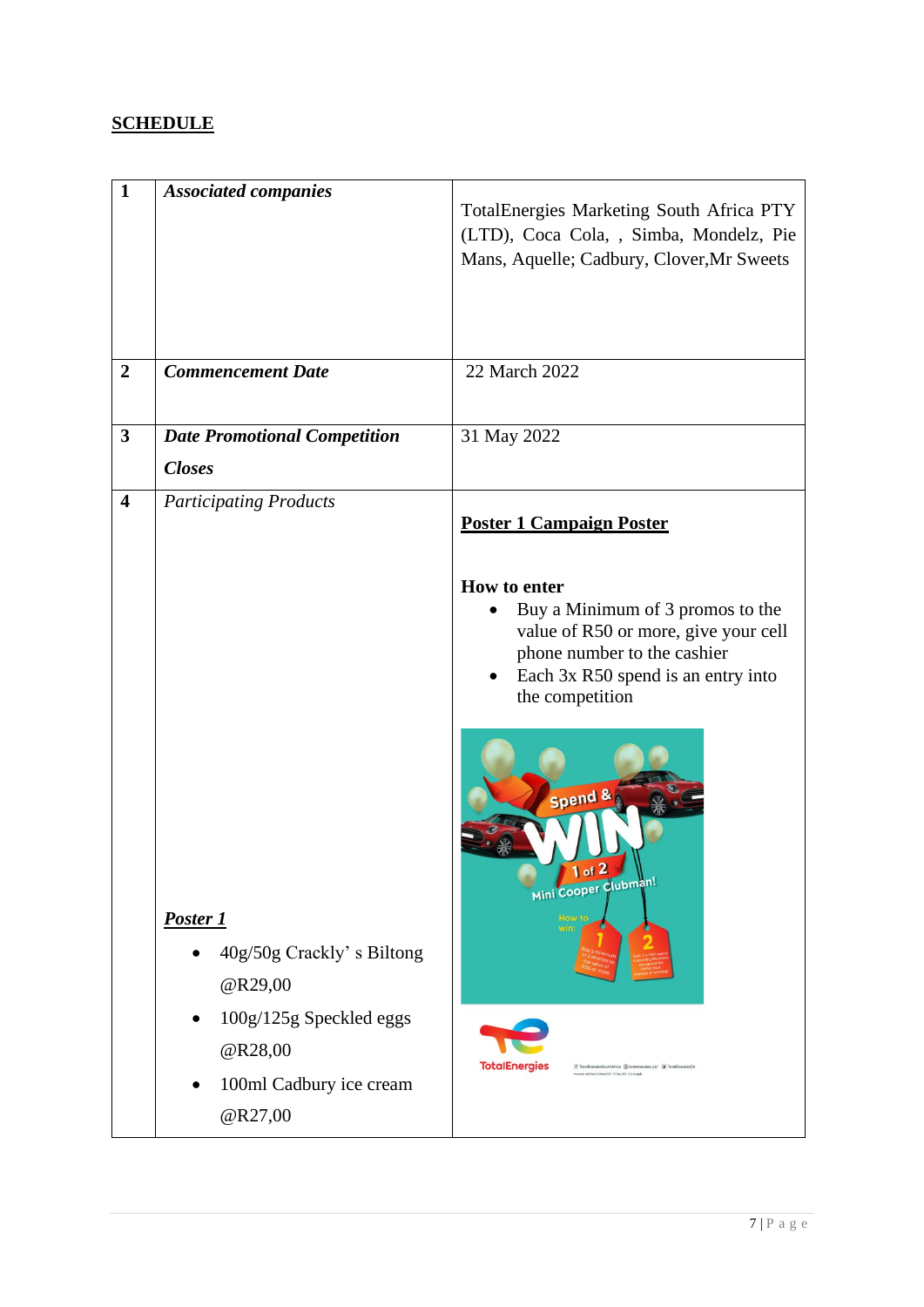## SCHEDULE

| 1 | ***Associated companies*** | TotalEnergies Marketing South Africa PTY (LTD), Coca Cola, , Simba, Mondelz, Pie Mans, Aquelle; Cadbury, Clover,Mr Sweets |
|---|---|---|
| 2 | ***Commencement Date*** | 22 March 2022 |
| 3 | ***Date Promotional Competition Closes*** | 31 May 2022 |
| 4 | *Participating Products*<br><br>***<u>Poster 1</u>***<br>• 40g/50g Crackly' s Biltong @R29,00<br>• 100g/125g Speckled eggs @R28,00<br>• 100ml Cadbury ice cream @R27,00 | **<u>Poster 1 Campaign Poster</u>**<br><br>**How to enter**<br>• Buy a Minimum of 3 promos to the value of R50 or more, give your cell phone number to the cashier<br>• Each 3x R50 spend is an entry into the competition |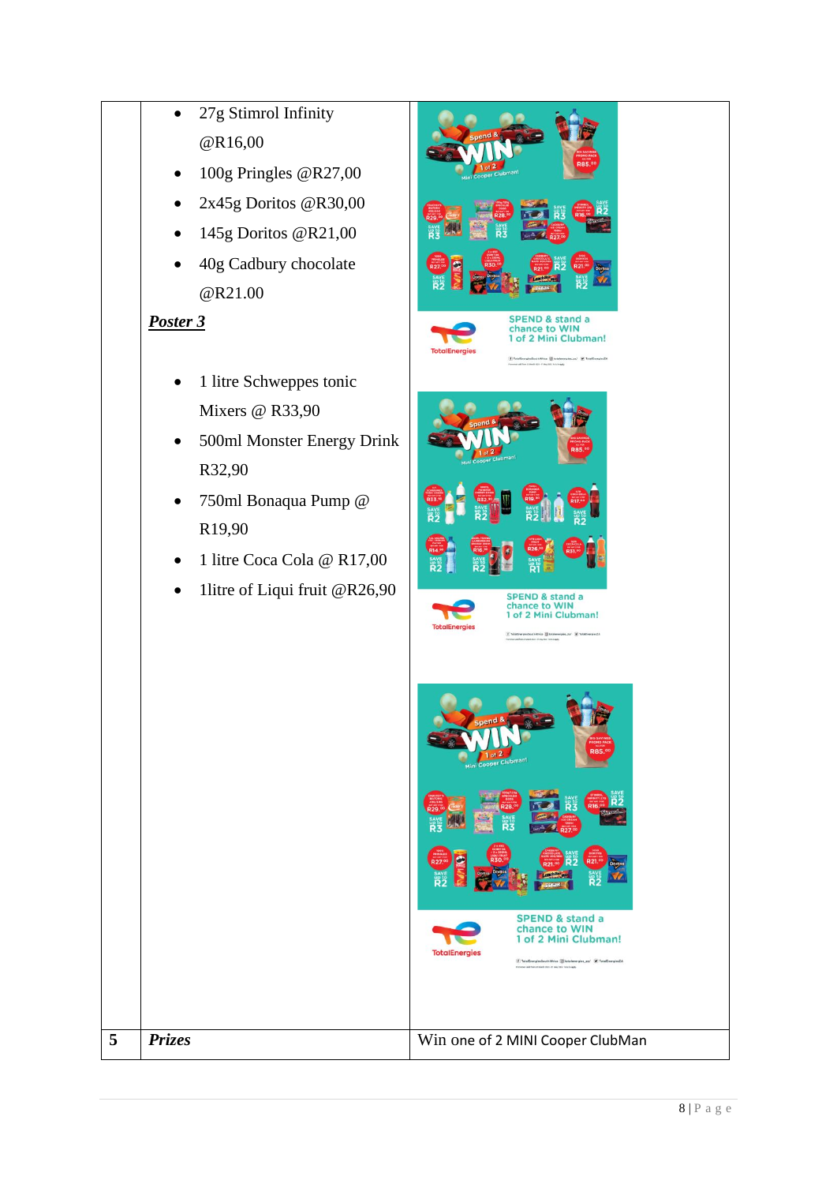| | | |
|---|---|---|
| | • 27g Stimrol Infinity @R16,00<br>• 100g Pringles @R27,00<br>• 2x45g Doritos @R30,00<br>• 145g Doritos @R21,00<br>• 40g Cadbury chocolate @R21.00<br><br>***Poster 3***<br><br>• 1 litre Schweppes tonic Mixers @ R33,90<br>• 500ml Monster Energy Drink R32,90<br>• 750ml Bonaqua Pump @ R19,90<br>• 1 litre Coca Cola @ R17,00<br>• 1litre of Liqui fruit @R26,90 | |
| **5** | ***Prizes*** | Win one of 2 MINI Cooper ClubMan |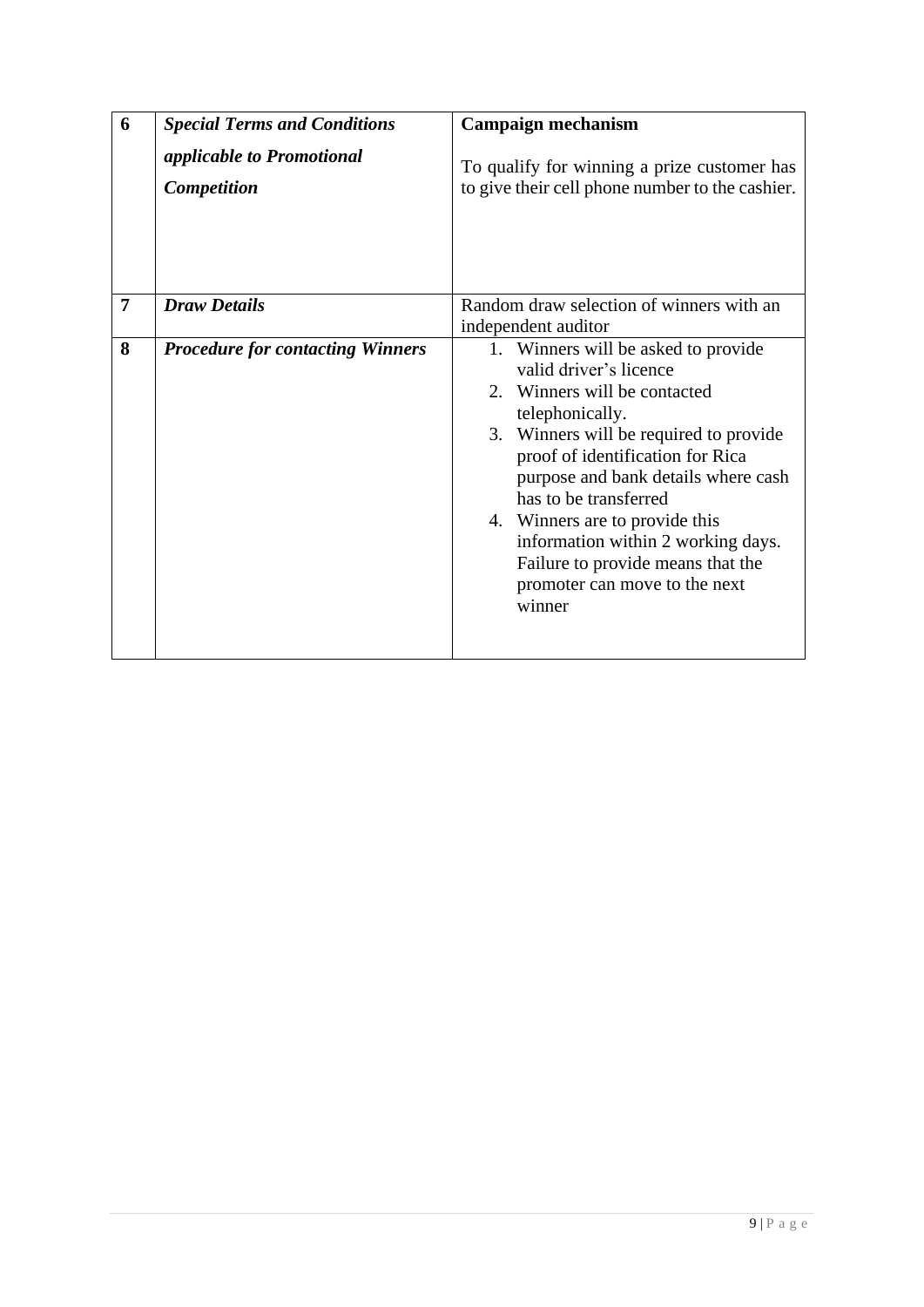| | | |
|---|---|---|
| 6 | ***Special Terms and Conditions applicable to Promotional Competition*** | **Campaign mechanism**<br><br>To qualify for winning a prize customer has to give their cell phone number to the cashier. |
| 7 | ***Draw Details*** | Random draw selection of winners with an independent auditor |
| 8 | ***Procedure for contacting Winners*** | 1. Winners will be asked to provide valid driver's licence<br>2. Winners will be contacted telephonically.<br>3. Winners will be required to provide proof of identification for Rica purpose and bank details where cash has to be transferred<br>4. Winners are to provide this information within 2 working days. Failure to provide means that the promoter can move to the next winner |